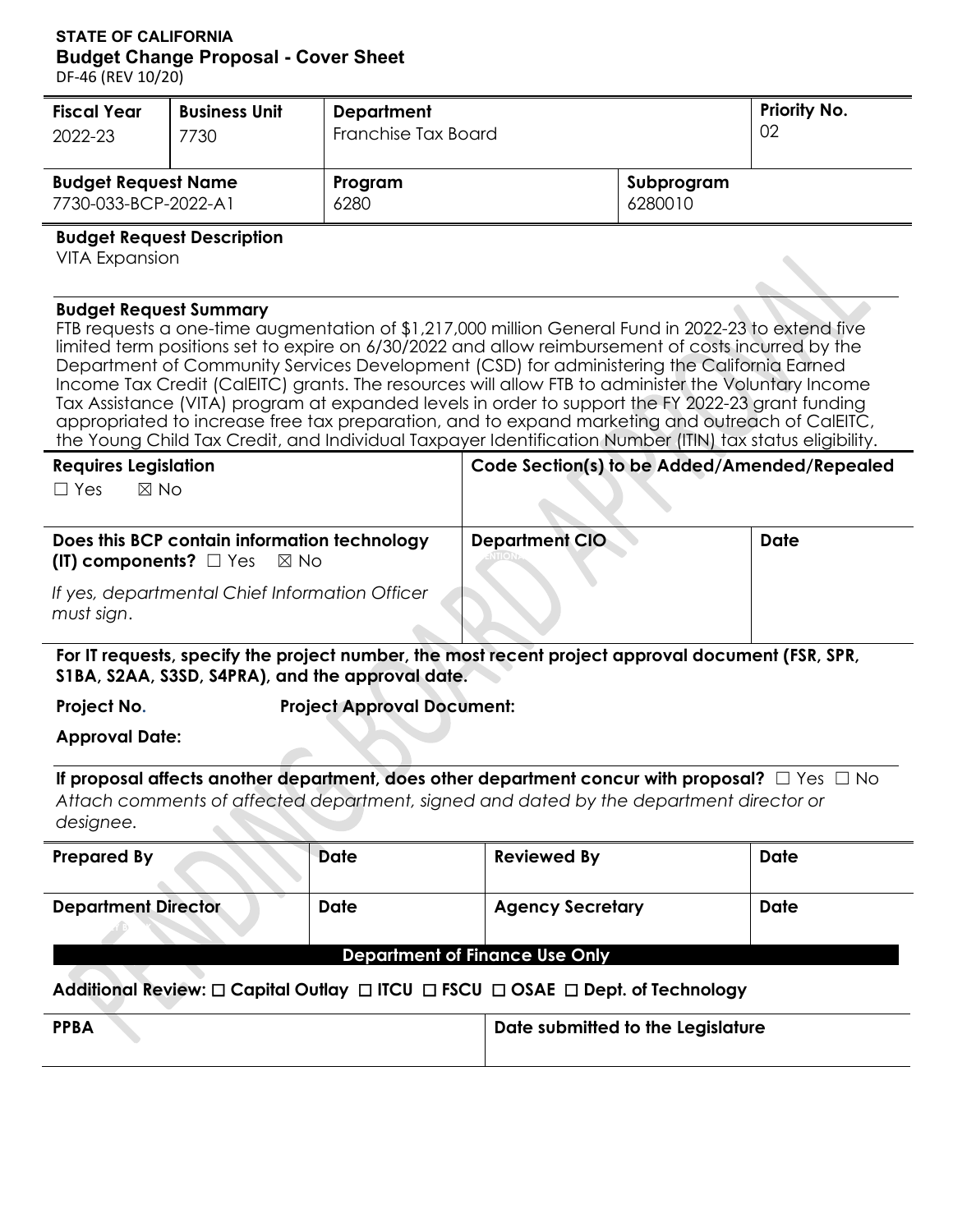**STATE OF CALIFORNIA**
**Budget Change Proposal - Cover Sheet**
DF-46 (REV 10/20)

| Fiscal Year | Business Unit | Department | Priority No. |
|---|---|---|---|
| 2022-23 | 7730 | Franchise Tax Board | 02 |

| Budget Request Name | Program | Subprogram |
|---|---|---|
| 7730-033-BCP-2022-A1 | 6280 | 6280010 |

**Budget Request Description**
VITA Expansion

**Budget Request Summary**
FTB requests a one-time augmentation of $1,217,000 million General Fund in 2022-23 to extend five limited term positions set to expire on 6/30/2022 and allow reimbursement of costs incurred by the Department of Community Services Development (CSD) for administering the California Earned Income Tax Credit (CalEITC) grants. The resources will allow FTB to administer the Voluntary Income Tax Assistance (VITA) program at expanded levels in order to support the FY 2022-23 grant funding appropriated to increase free tax preparation, and to expand marketing and outreach of CalEITC, the Young Child Tax Credit, and Individual Taxpayer Identification Number (ITIN) tax status eligibility.

| Requires Legislation | Code Section(s) to be Added/Amended/Repealed |
|---|---|
| ☐ Yes ☒ No | |

| Does this BCP contain information technology (IT) components? ☐ Yes ☒ No | Department CIO | Date |
|---|---|---|
| *If yes, departmental Chief Information Officer must sign.* | | |

**For IT requests, specify the project number, the most recent project approval document (FSR, SPR, S1BA, S2AA, S3SD, S4PRA), and the approval date.**

**Project No.** **Project Approval Document:**

**Approval Date:**

**If proposal affects another department, does other department concur with proposal?** ☐ Yes ☐ No
*Attach comments of affected department, signed and dated by the department director or designee.*

| Prepared By | Date | Reviewed By | Date |
|---|---|---|---|
| | | | |
| **Department Director** | **Date** | **Agency Secretary** | **Date** |
| | | | |

**Department of Finance Use Only**

**Additional Review:** ☐ Capital Outlay ☐ ITCU ☐ FSCU ☐ OSAE ☐ Dept. of Technology

| PPBA | Date submitted to the Legislature |
|---|---|
| | |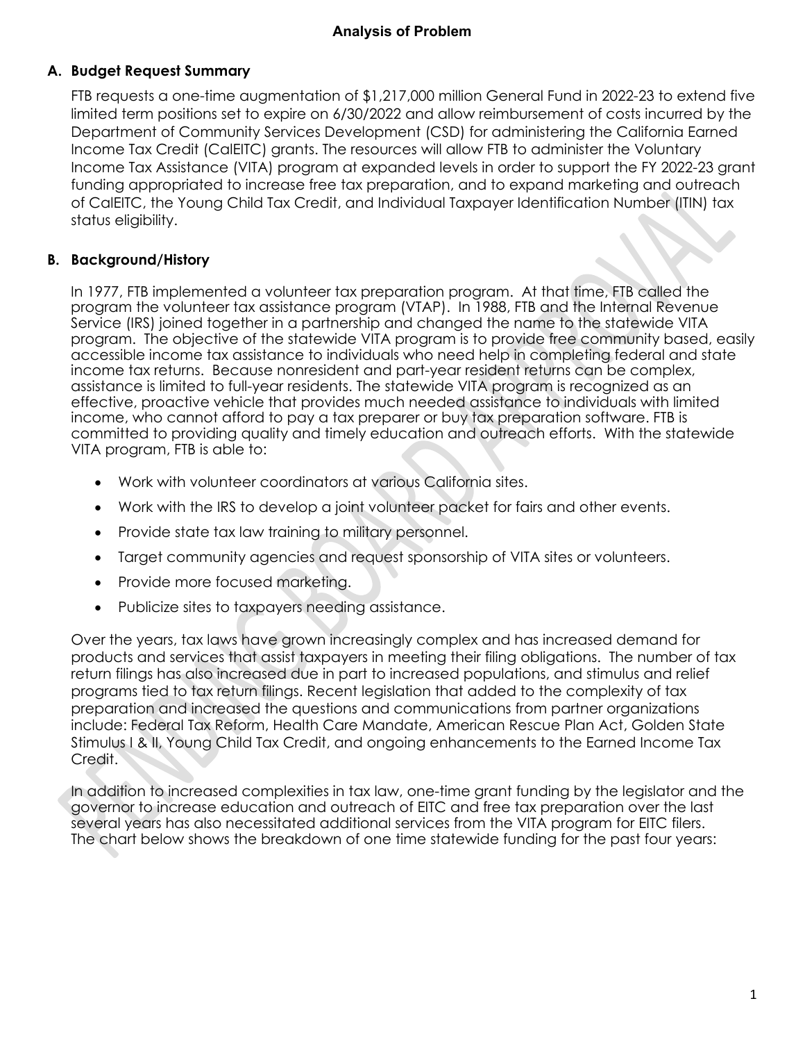**Analysis of Problem**

## A. Budget Request Summary

FTB requests a one-time augmentation of $1,217,000 million General Fund in 2022-23 to extend five limited term positions set to expire on 6/30/2022 and allow reimbursement of costs incurred by the Department of Community Services Development (CSD) for administering the California Earned Income Tax Credit (CalEITC) grants. The resources will allow FTB to administer the Voluntary Income Tax Assistance (VITA) program at expanded levels in order to support the FY 2022-23 grant funding appropriated to increase free tax preparation, and to expand marketing and outreach of CalEITC, the Young Child Tax Credit, and Individual Taxpayer Identification Number (ITIN) tax status eligibility.

## B. Background/History

In 1977, FTB implemented a volunteer tax preparation program. At that time, FTB called the program the volunteer tax assistance program (VTAP). In 1988, FTB and the Internal Revenue Service (IRS) joined together in a partnership and changed the name to the statewide VITA program. The objective of the statewide VITA program is to provide free community based, easily accessible income tax assistance to individuals who need help in completing federal and state income tax returns. Because nonresident and part-year resident returns can be complex, assistance is limited to full-year residents. The statewide VITA program is recognized as an effective, proactive vehicle that provides much needed assistance to individuals with limited income, who cannot afford to pay a tax preparer or buy tax preparation software. FTB is committed to providing quality and timely education and outreach efforts. With the statewide VITA program, FTB is able to:

- Work with volunteer coordinators at various California sites.
- Work with the IRS to develop a joint volunteer packet for fairs and other events.
- Provide state tax law training to military personnel.
- Target community agencies and request sponsorship of VITA sites or volunteers.
- Provide more focused marketing.
- Publicize sites to taxpayers needing assistance.

Over the years, tax laws have grown increasingly complex and has increased demand for products and services that assist taxpayers in meeting their filing obligations. The number of tax return filings has also increased due in part to increased populations, and stimulus and relief programs tied to tax return filings. Recent legislation that added to the complexity of tax preparation and increased the questions and communications from partner organizations include: Federal Tax Reform, Health Care Mandate, American Rescue Plan Act, Golden State Stimulus I & II, Young Child Tax Credit, and ongoing enhancements to the Earned Income Tax Credit.

In addition to increased complexities in tax law, one-time grant funding by the legislator and the governor to increase education and outreach of EITC and free tax preparation over the last several years has also necessitated additional services from the VITA program for EITC filers. The chart below shows the breakdown of one time statewide funding for the past four years: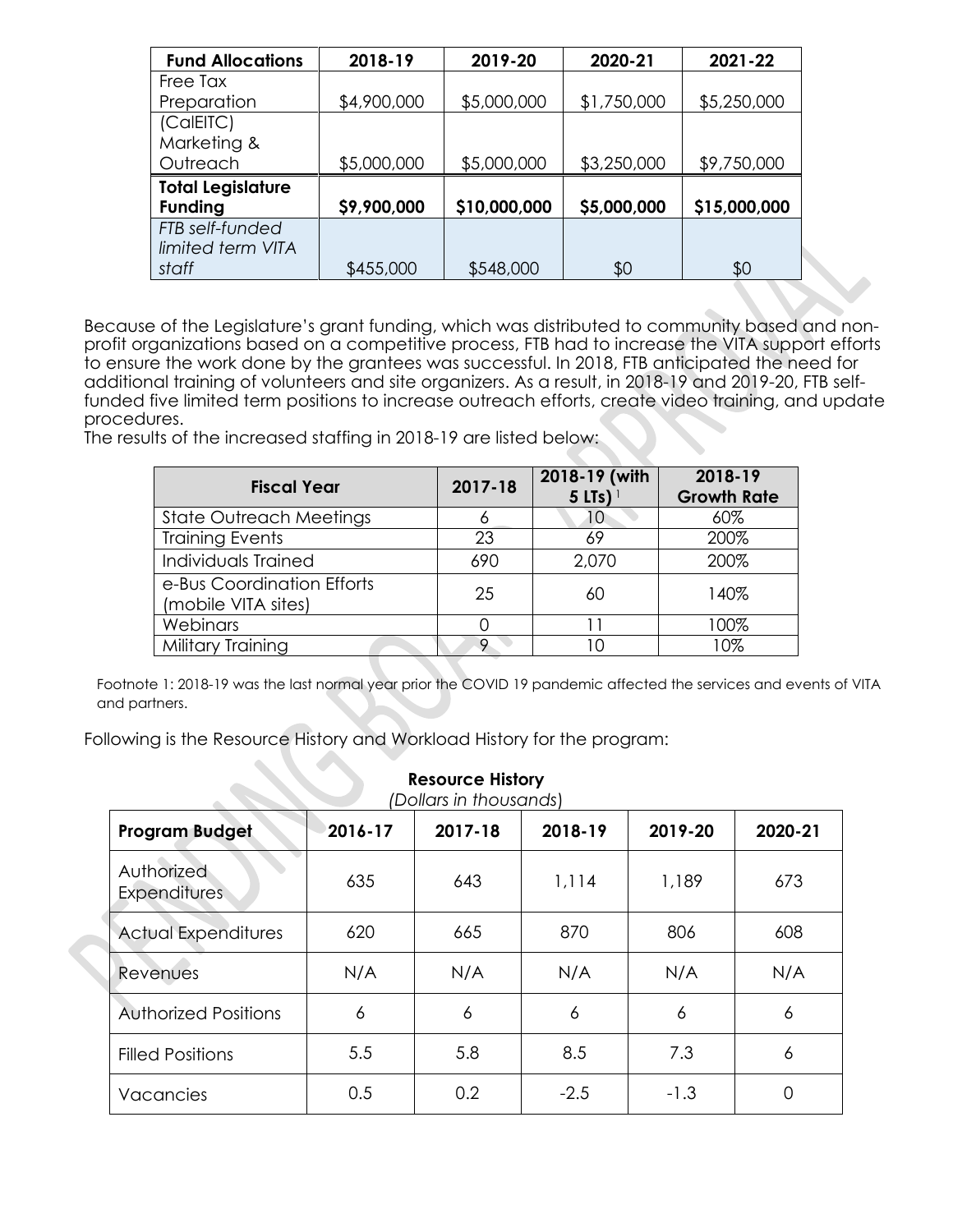| Fund Allocations | 2018-19 | 2019-20 | 2020-21 | 2021-22 |
| --- | --- | --- | --- | --- |
| Free Tax Preparation | $4,900,000 | $5,000,000 | $1,750,000 | $5,250,000 |
| (CalEITC) Marketing & Outreach | $5,000,000 | $5,000,000 | $3,250,000 | $9,750,000 |
| **Total Legislature Funding** | **$9,900,000** | **$10,000,000** | **$5,000,000** | **$15,000,000** |
| *FTB self-funded limited term VITA staff* | $455,000 | $548,000 | $0 | $0 |

Because of the Legislature's grant funding, which was distributed to community based and non-profit organizations based on a competitive process, FTB had to increase the VITA support efforts to ensure the work done by the grantees was successful. In 2018, FTB anticipated the need for additional training of volunteers and site organizers. As a result, in 2018-19 and 2019-20, FTB self-funded five limited term positions to increase outreach efforts, create video training, and update procedures.

The results of the increased staffing in 2018-19 are listed below:

| Fiscal Year | 2017-18 | 2018-19 (with 5 LTs) [1] | 2018-19 Growth Rate |
| --- | --- | --- | --- |
| State Outreach Meetings | 6 | 10 | 60% |
| Training Events | 23 | 69 | 200% |
| Individuals Trained | 690 | 2,070 | 200% |
| e-Bus Coordination Efforts (mobile VITA sites) | 25 | 60 | 140% |
| Webinars | 0 | 11 | 100% |
| Military Training | 9 | 10 | 10% |

Footnote 1: 2018-19 was the last normal year prior the COVID 19 pandemic affected the services and events of VITA and partners.

Following is the Resource History and Workload History for the program:

**Resource History**
*(Dollars in thousands)*

| Program Budget | 2016-17 | 2017-18 | 2018-19 | 2019-20 | 2020-21 |
| --- | --- | --- | --- | --- | --- |
| Authorized Expenditures | 635 | 643 | 1,114 | 1,189 | 673 |
| Actual Expenditures | 620 | 665 | 870 | 806 | 608 |
| Revenues | N/A | N/A | N/A | N/A | N/A |
| Authorized Positions | 6 | 6 | 6 | 6 | 6 |
| Filled Positions | 5.5 | 5.8 | 8.5 | 7.3 | 6 |
| Vacancies | 0.5 | 0.2 | -2.5 | -1.3 | 0 |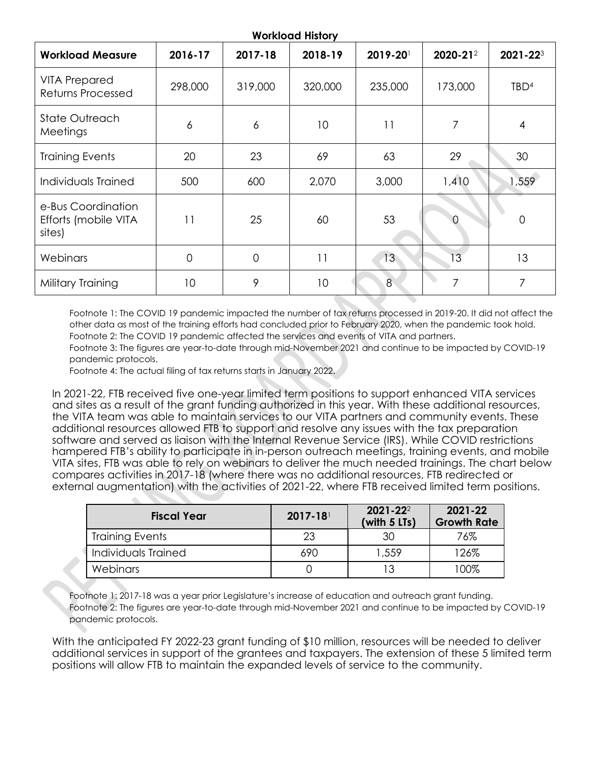**Workload History**

| Workload Measure | 2016-17 | 2017-18 | 2018-19 | 2019-20[1] | 2020-21[2] | 2021-22[3] |
| --- | --- | --- | --- | --- | --- | --- |
| VITA Prepared Returns Processed | 298,000 | 319,000 | 320,000 | 235,000 | 173,000 | TBD[4] |
| State Outreach Meetings | 6 | 6 | 10 | 11 | 7 | 4 |
| Training Events | 20 | 23 | 69 | 63 | 29 | 30 |
| Individuals Trained | 500 | 600 | 2,070 | 3,000 | 1,410 | 1,559 |
| e-Bus Coordination Efforts (mobile VITA sites) | 11 | 25 | 60 | 53 | 0 | 0 |
| Webinars | 0 | 0 | 11 | 13 | 13 | 13 |
| Military Training | 10 | 9 | 10 | 8 | 7 | 7 |

Footnote 1: The COVID 19 pandemic impacted the number of tax returns processed in 2019-20. It did not affect the other data as most of the training efforts had concluded prior to February 2020, when the pandemic took hold.
Footnote 2: The COVID 19 pandemic affected the services and events of VITA and partners.
Footnote 3: The figures are year-to-date through mid-November 2021 and continue to be impacted by COVID-19 pandemic protocols.
Footnote 4: The actual filing of tax returns starts in January 2022.

In 2021-22, FTB received five one-year limited term positions to support enhanced VITA services and sites as a result of the grant funding authorized in this year. With these additional resources, the VITA team was able to maintain services to our VITA partners and community events. These additional resources allowed FTB to support and resolve any issues with the tax preparation software and served as liaison with the Internal Revenue Service (IRS). While COVID restrictions hampered FTB's ability to participate in in-person outreach meetings, training events, and mobile VITA sites, FTB was able to rely on webinars to deliver the much needed trainings. The chart below compares activities in 2017-18 (where there was no additional resources, FTB redirected or external augmentation) with the activities of 2021-22, where FTB received limited term positions.

| Fiscal Year | 2017-18[1] | 2021-22[2] (with 5 LTs) | 2021-22 Growth Rate |
| --- | --- | --- | --- |
| Training Events | 23 | 30 | 76% |
| Individuals Trained | 690 | 1,559 | 126% |
| Webinars | 0 | 13 | 100% |

Footnote 1: 2017-18 was a year prior Legislature's increase of education and outreach grant funding.
Footnote 2: The figures are year-to-date through mid-November 2021 and continue to be impacted by COVID-19 pandemic protocols.

With the anticipated FY 2022-23 grant funding of $10 million, resources will be needed to deliver additional services in support of the grantees and taxpayers. The extension of these 5 limited term positions will allow FTB to maintain the expanded levels of service to the community.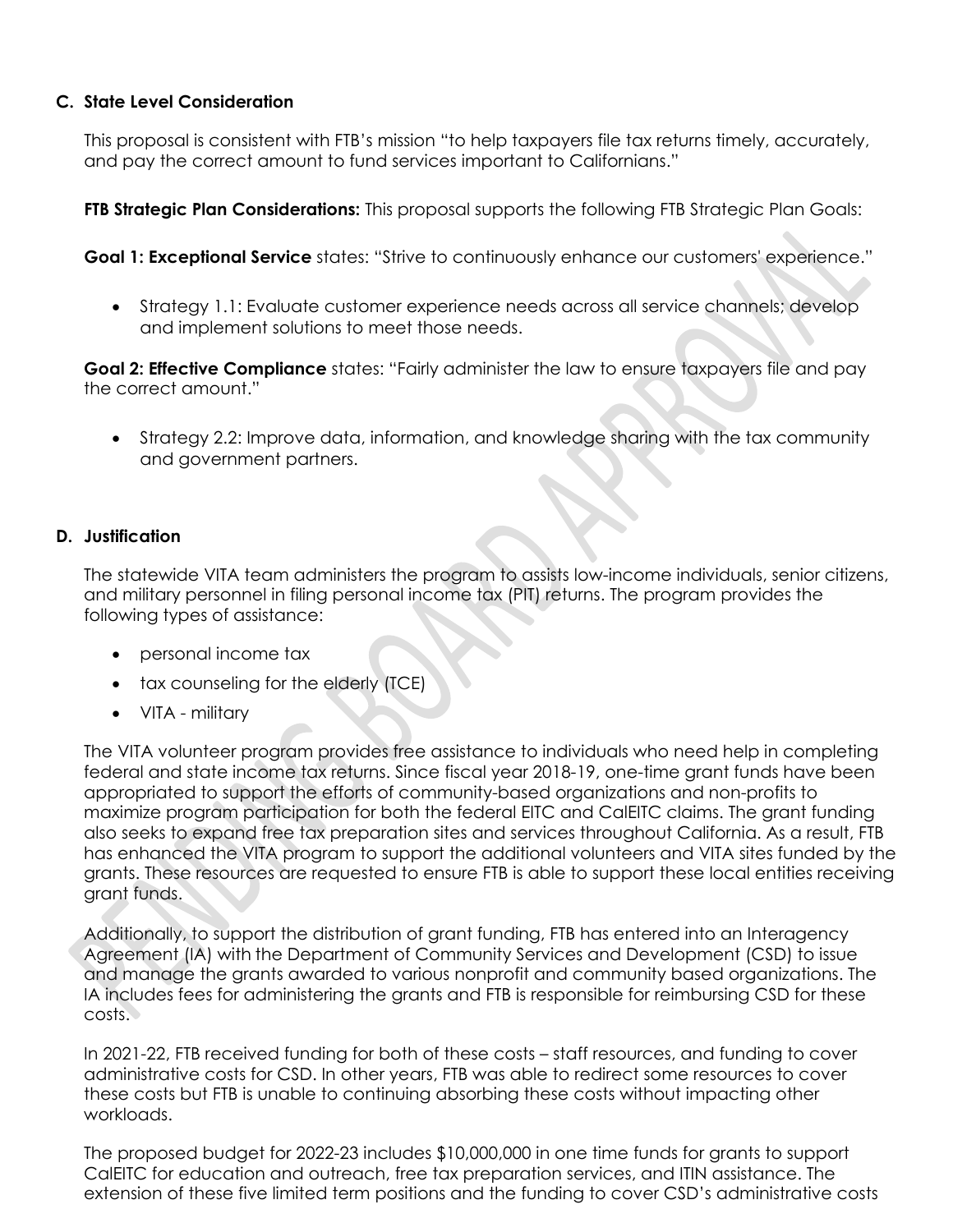## C. State Level Consideration

This proposal is consistent with FTB's mission "to help taxpayers file tax returns timely, accurately, and pay the correct amount to fund services important to Californians."

**FTB Strategic Plan Considerations:** This proposal supports the following FTB Strategic Plan Goals:

**Goal 1: Exceptional Service** states: "Strive to continuously enhance our customers' experience."

- Strategy 1.1: Evaluate customer experience needs across all service channels; develop and implement solutions to meet those needs.

**Goal 2: Effective Compliance** states: "Fairly administer the law to ensure taxpayers file and pay the correct amount."

- Strategy 2.2: Improve data, information, and knowledge sharing with the tax community and government partners.

## D. Justification

The statewide VITA team administers the program to assists low-income individuals, senior citizens, and military personnel in filing personal income tax (PIT) returns. The program provides the following types of assistance:

- personal income tax
- tax counseling for the elderly (TCE)
- VITA - military

The VITA volunteer program provides free assistance to individuals who need help in completing federal and state income tax returns. Since fiscal year 2018-19, one-time grant funds have been appropriated to support the efforts of community-based organizations and non-profits to maximize program participation for both the federal EITC and CalEITC claims. The grant funding also seeks to expand free tax preparation sites and services throughout California. As a result, FTB has enhanced the VITA program to support the additional volunteers and VITA sites funded by the grants. These resources are requested to ensure FTB is able to support these local entities receiving grant funds.

Additionally, to support the distribution of grant funding, FTB has entered into an Interagency Agreement (IA) with the Department of Community Services and Development (CSD) to issue and manage the grants awarded to various nonprofit and community based organizations. The IA includes fees for administering the grants and FTB is responsible for reimbursing CSD for these costs.

In 2021-22, FTB received funding for both of these costs – staff resources, and funding to cover administrative costs for CSD. In other years, FTB was able to redirect some resources to cover these costs but FTB is unable to continuing absorbing these costs without impacting other workloads.

The proposed budget for 2022-23 includes $10,000,000 in one time funds for grants to support CalEITC for education and outreach, free tax preparation services, and ITIN assistance. The extension of these five limited term positions and the funding to cover CSD's administrative costs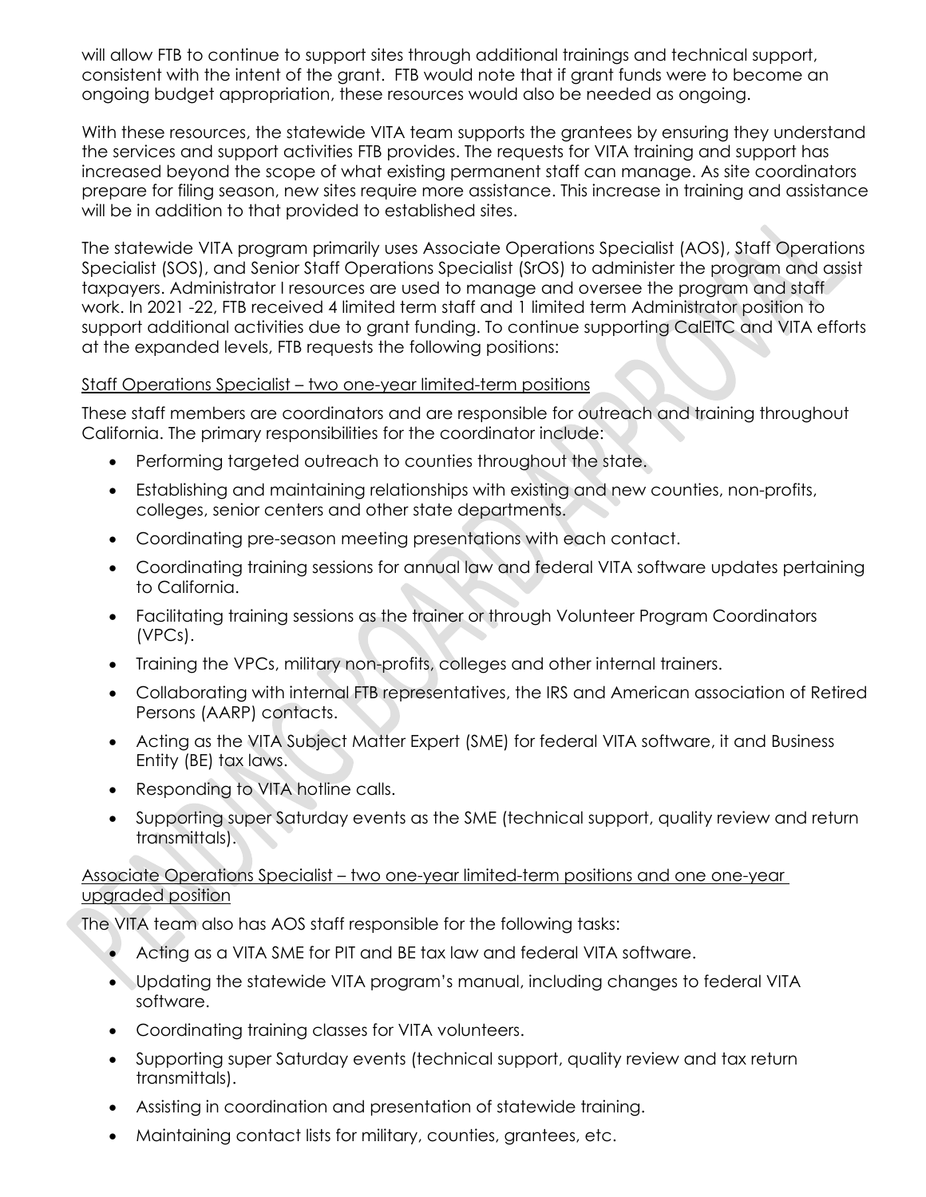will allow FTB to continue to support sites through additional trainings and technical support, consistent with the intent of the grant. FTB would note that if grant funds were to become an ongoing budget appropriation, these resources would also be needed as ongoing.

With these resources, the statewide VITA team supports the grantees by ensuring they understand the services and support activities FTB provides. The requests for VITA training and support has increased beyond the scope of what existing permanent staff can manage. As site coordinators prepare for filing season, new sites require more assistance. This increase in training and assistance will be in addition to that provided to established sites.

The statewide VITA program primarily uses Associate Operations Specialist (AOS), Staff Operations Specialist (SOS), and Senior Staff Operations Specialist (SrOS) to administer the program and assist taxpayers. Administrator I resources are used to manage and oversee the program and staff work. In 2021 -22, FTB received 4 limited term staff and 1 limited term Administrator position to support additional activities due to grant funding. To continue supporting CalEITC and VITA efforts at the expanded levels, FTB requests the following positions:

<u>Staff Operations Specialist – two one-year limited-term positions</u>

These staff members are coordinators and are responsible for outreach and training throughout California. The primary responsibilities for the coordinator include:

- Performing targeted outreach to counties throughout the state.
- Establishing and maintaining relationships with existing and new counties, non-profits, colleges, senior centers and other state departments.
- Coordinating pre-season meeting presentations with each contact.
- Coordinating training sessions for annual law and federal VITA software updates pertaining to California.
- Facilitating training sessions as the trainer or through Volunteer Program Coordinators (VPCs).
- Training the VPCs, military non-profits, colleges and other internal trainers.
- Collaborating with internal FTB representatives, the IRS and American association of Retired Persons (AARP) contacts.
- Acting as the VITA Subject Matter Expert (SME) for federal VITA software, it and Business Entity (BE) tax laws.
- Responding to VITA hotline calls.
- Supporting super Saturday events as the SME (technical support, quality review and return transmittals).

<u>Associate Operations Specialist – two one-year limited-term positions and one one-year upgraded position</u>

The VITA team also has AOS staff responsible for the following tasks:

- Acting as a VITA SME for PIT and BE tax law and federal VITA software.
- Updating the statewide VITA program's manual, including changes to federal VITA software.
- Coordinating training classes for VITA volunteers.
- Supporting super Saturday events (technical support, quality review and tax return transmittals).
- Assisting in coordination and presentation of statewide training.
- Maintaining contact lists for military, counties, grantees, etc.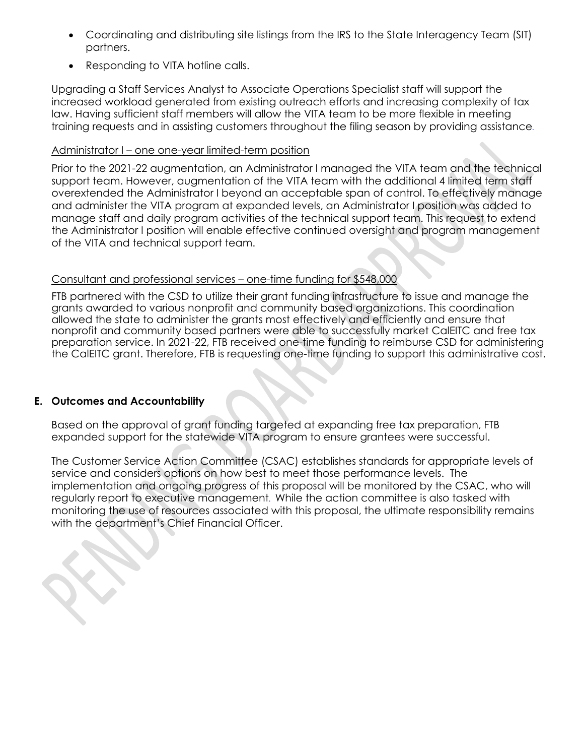- Coordinating and distributing site listings from the IRS to the State Interagency Team (SIT) partners.
- Responding to VITA hotline calls.

Upgrading a Staff Services Analyst to Associate Operations Specialist staff will support the increased workload generated from existing outreach efforts and increasing complexity of tax law. Having sufficient staff members will allow the VITA team to be more flexible in meeting training requests and in assisting customers throughout the filing season by providing assistance.

<u>Administrator I – one one-year limited-term position</u>

Prior to the 2021-22 augmentation, an Administrator I managed the VITA team and the technical support team. However, augmentation of the VITA team with the additional 4 limited term staff overextended the Administrator I beyond an acceptable span of control. To effectively manage and administer the VITA program at expanded levels, an Administrator I position was added to manage staff and daily program activities of the technical support team. This request to extend the Administrator I position will enable effective continued oversight and program management of the VITA and technical support team.

<u>Consultant and professional services – one-time funding for $548,000</u>

FTB partnered with the CSD to utilize their grant funding infrastructure to issue and manage the grants awarded to various nonprofit and community based organizations. This coordination allowed the state to administer the grants most effectively and efficiently and ensure that nonprofit and community based partners were able to successfully market CalEITC and free tax preparation service. In 2021-22, FTB received one-time funding to reimburse CSD for administering the CalEITC grant. Therefore, FTB is requesting one-time funding to support this administrative cost.

## E. Outcomes and Accountability

Based on the approval of grant funding targeted at expanding free tax preparation, FTB expanded support for the statewide VITA program to ensure grantees were successful.

The Customer Service Action Committee (CSAC) establishes standards for appropriate levels of service and considers options on how best to meet those performance levels. The implementation and ongoing progress of this proposal will be monitored by the CSAC, who will regularly report to executive management. While the action committee is also tasked with monitoring the use of resources associated with this proposal, the ultimate responsibility remains with the department's Chief Financial Officer.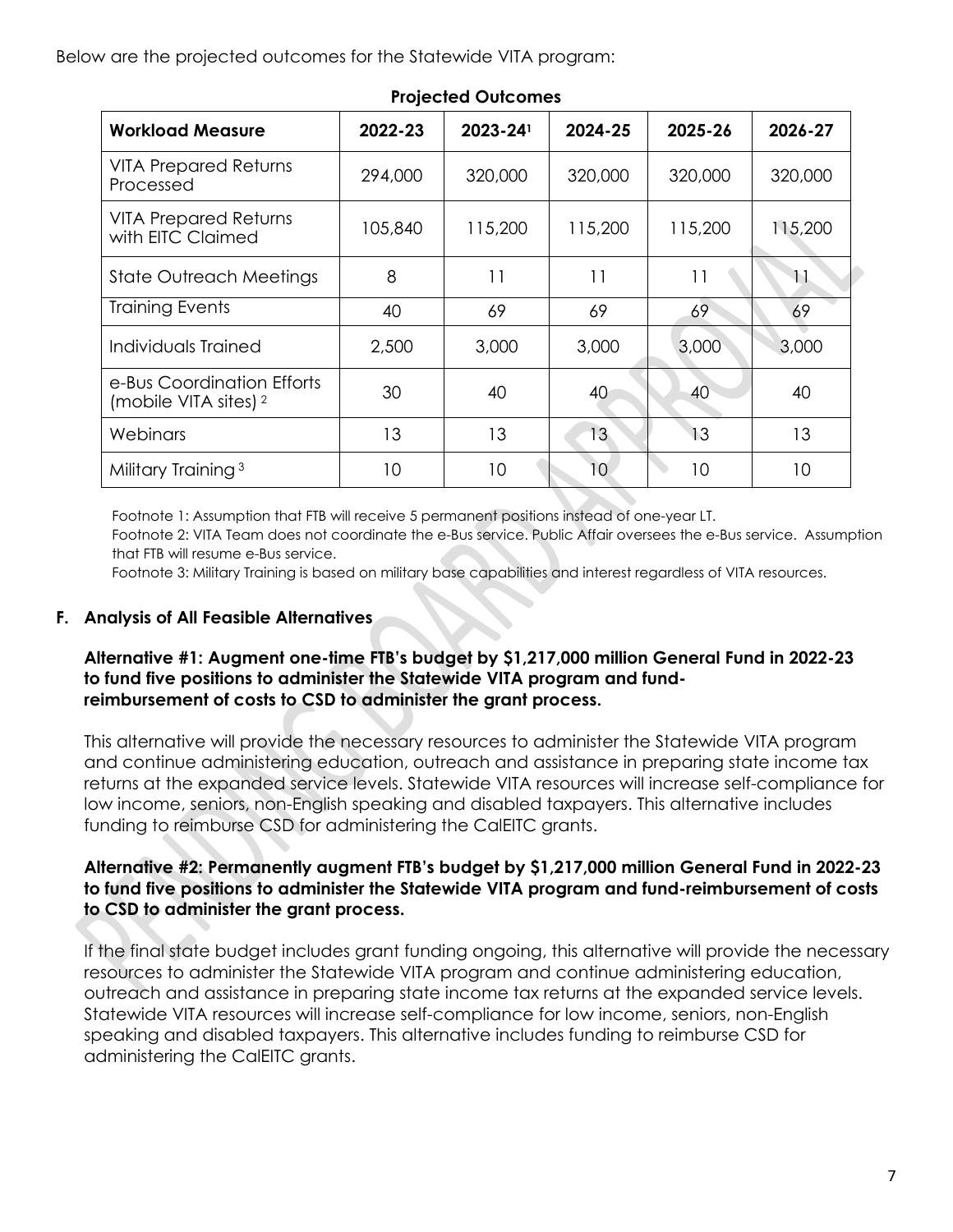Below are the projected outcomes for the Statewide VITA program:

**Projected Outcomes**

| Workload Measure | 2022-23 | 2023-24[1] | 2024-25 | 2025-26 | 2026-27 |
|---|---|---|---|---|---|
| VITA Prepared Returns Processed | 294,000 | 320,000 | 320,000 | 320,000 | 320,000 |
| VITA Prepared Returns with EITC Claimed | 105,840 | 115,200 | 115,200 | 115,200 | 115,200 |
| State Outreach Meetings | 8 | 11 | 11 | 11 | 11 |
| Training Events | 40 | 69 | 69 | 69 | 69 |
| Individuals Trained | 2,500 | 3,000 | 3,000 | 3,000 | 3,000 |
| e-Bus Coordination Efforts (mobile VITA sites) [2] | 30 | 40 | 40 | 40 | 40 |
| Webinars | 13 | 13 | 13 | 13 | 13 |
| Military Training [3] | 10 | 10 | 10 | 10 | 10 |

Footnote 1: Assumption that FTB will receive 5 permanent positions instead of one-year LT.

Footnote 2: VITA Team does not coordinate the e-Bus service. Public Affair oversees the e-Bus service. Assumption that FTB will resume e-Bus service.

Footnote 3: Military Training is based on military base capabilities and interest regardless of VITA resources.

## F. Analysis of All Feasible Alternatives

**Alternative #1: Augment one-time FTB's budget by $1,217,000 million General Fund in 2022-23 to fund five positions to administer the Statewide VITA program and fund-reimbursement of costs to CSD to administer the grant process.**

This alternative will provide the necessary resources to administer the Statewide VITA program and continue administering education, outreach and assistance in preparing state income tax returns at the expanded service levels. Statewide VITA resources will increase self-compliance for low income, seniors, non-English speaking and disabled taxpayers. This alternative includes funding to reimburse CSD for administering the CalEITC grants.

**Alternative #2: Permanently augment FTB's budget by $1,217,000 million General Fund in 2022-23 to fund five positions to administer the Statewide VITA program and fund-reimbursement of costs to CSD to administer the grant process.**

If the final state budget includes grant funding ongoing, this alternative will provide the necessary resources to administer the Statewide VITA program and continue administering education, outreach and assistance in preparing state income tax returns at the expanded service levels. Statewide VITA resources will increase self-compliance for low income, seniors, non-English speaking and disabled taxpayers. This alternative includes funding to reimburse CSD for administering the CalEITC grants.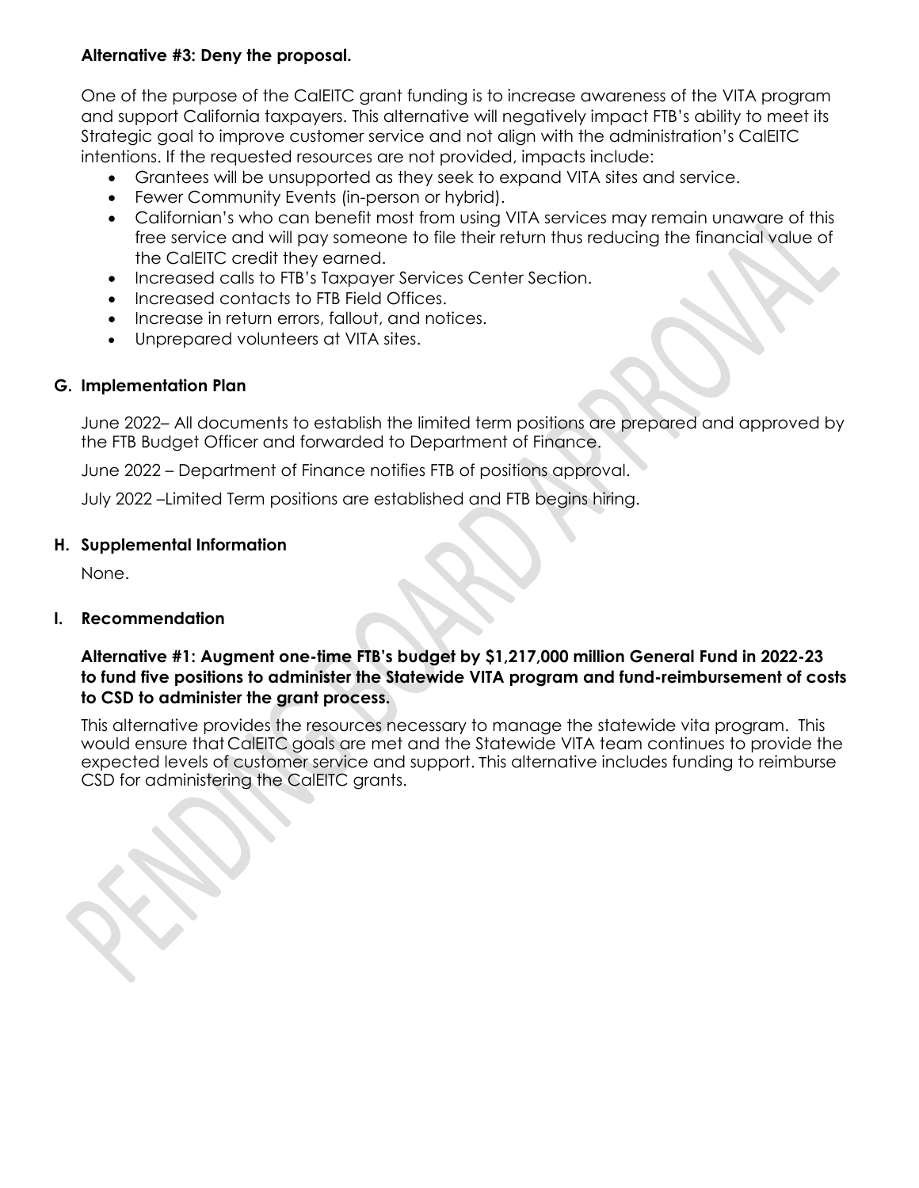**Alternative #3: Deny the proposal.**

One of the purpose of the CalEITC grant funding is to increase awareness of the VITA program and support California taxpayers. This alternative will negatively impact FTB's ability to meet its Strategic goal to improve customer service and not align with the administration's CalEITC intentions. If the requested resources are not provided, impacts include:

- Grantees will be unsupported as they seek to expand VITA sites and service.
- Fewer Community Events (in-person or hybrid).
- Californian's who can benefit most from using VITA services may remain unaware of this free service and will pay someone to file their return thus reducing the financial value of the CalEITC credit they earned.
- Increased calls to FTB's Taxpayer Services Center Section.
- Increased contacts to FTB Field Offices.
- Increase in return errors, fallout, and notices.
- Unprepared volunteers at VITA sites.

## G. Implementation Plan

June 2022– All documents to establish the limited term positions are prepared and approved by the FTB Budget Officer and forwarded to Department of Finance.

June 2022 – Department of Finance notifies FTB of positions approval.

July 2022 –Limited Term positions are established and FTB begins hiring.

## H. Supplemental Information

None.

## I. Recommendation

**Alternative #1: Augment one-time FTB's budget by $1,217,000 million General Fund in 2022-23 to fund five positions to administer the Statewide VITA program and fund-reimbursement of costs to CSD to administer the grant process.**

This alternative provides the resources necessary to manage the statewide vita program. This would ensure that CalEITC goals are met and the Statewide VITA team continues to provide the expected levels of customer service and support. This alternative includes funding to reimburse CSD for administering the CalEITC grants.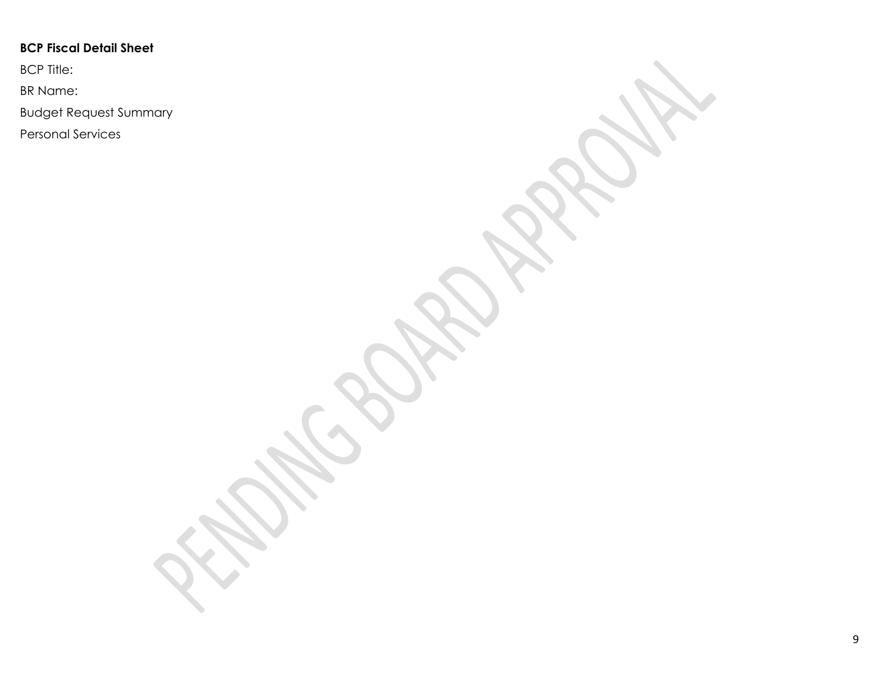**BCP Fiscal Detail Sheet**

BCP Title:

BR Name:

Budget Request Summary

Personal Services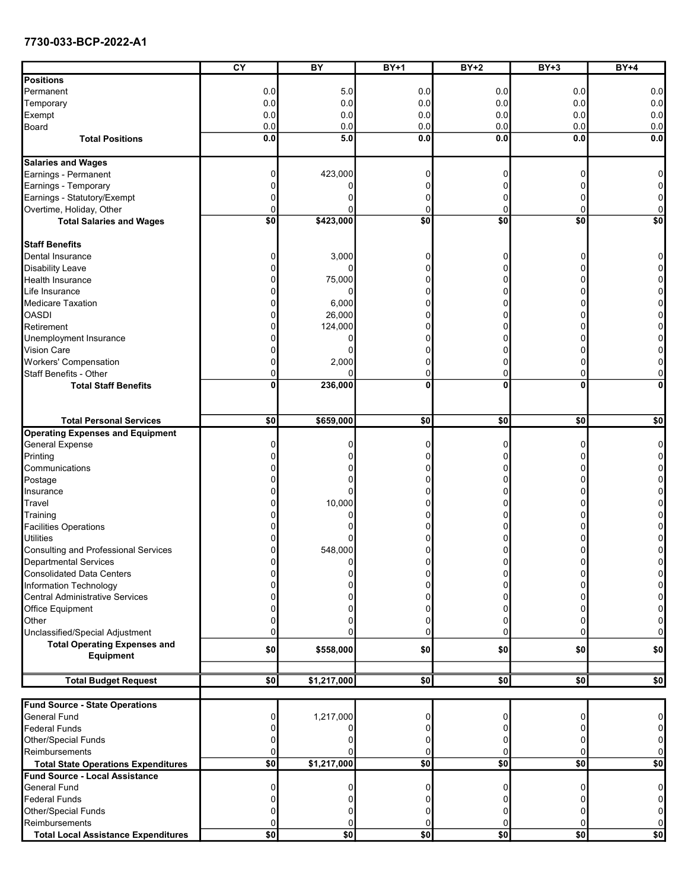**7730-033-BCP-2022-A1**

| | CY | BY | BY+1 | BY+2 | BY+3 | BY+4 |
|---|---|---|---|---|---|---|
| **Positions** | | | | | | |
| Permanent | 0.0 | 5.0 | 0.0 | 0.0 | 0.0 | 0.0 |
| Temporary | 0.0 | 0.0 | 0.0 | 0.0 | 0.0 | 0.0 |
| Exempt | 0.0 | 0.0 | 0.0 | 0.0 | 0.0 | 0.0 |
| Board | 0.0 | 0.0 | 0.0 | 0.0 | 0.0 | 0.0 |
| **Total Positions** | **0.0** | **5.0** | **0.0** | **0.0** | **0.0** | **0.0** |
| **Salaries and Wages** | | | | | | |
| Earnings - Permanent | 0 | 423,000 | 0 | 0 | 0 | 0 |
| Earnings - Temporary | 0 | 0 | 0 | 0 | 0 | 0 |
| Earnings - Statutory/Exempt | 0 | 0 | 0 | 0 | 0 | 0 |
| Overtime, Holiday, Other | 0 | 0 | 0 | 0 | 0 | 0 |
| **Total Salaries and Wages** | **$0** | **$423,000** | **$0** | **$0** | **$0** | **$0** |
| **Staff Benefits** | | | | | | |
| Dental Insurance | 0 | 3,000 | 0 | 0 | 0 | 0 |
| Disability Leave | 0 | 0 | 0 | 0 | 0 | 0 |
| Health Insurance | 0 | 75,000 | 0 | 0 | 0 | 0 |
| Life Insurance | 0 | 0 | 0 | 0 | 0 | 0 |
| Medicare Taxation | 0 | 6,000 | 0 | 0 | 0 | 0 |
| OASDI | 0 | 26,000 | 0 | 0 | 0 | 0 |
| Retirement | 0 | 124,000 | 0 | 0 | 0 | 0 |
| Unemployment Insurance | 0 | 0 | 0 | 0 | 0 | 0 |
| Vision Care | 0 | 0 | 0 | 0 | 0 | 0 |
| Workers' Compensation | 0 | 2,000 | 0 | 0 | 0 | 0 |
| Staff Benefits - Other | 0 | 0 | 0 | 0 | 0 | 0 |
| **Total Staff Benefits** | **0** | **236,000** | **0** | **0** | **0** | **0** |
| **Total Personal Services** | **$0** | **$659,000** | **$0** | **$0** | **$0** | **$0** |
| **Operating Expenses and Equipment** | | | | | | |
| General Expense | 0 | 0 | 0 | 0 | 0 | 0 |
| Printing | 0 | 0 | 0 | 0 | 0 | 0 |
| Communications | 0 | 0 | 0 | 0 | 0 | 0 |
| Postage | 0 | 0 | 0 | 0 | 0 | 0 |
| Insurance | 0 | 0 | 0 | 0 | 0 | 0 |
| Travel | 0 | 10,000 | 0 | 0 | 0 | 0 |
| Training | 0 | 0 | 0 | 0 | 0 | 0 |
| Facilities Operations | 0 | 0 | 0 | 0 | 0 | 0 |
| Utilities | 0 | 0 | 0 | 0 | 0 | 0 |
| Consulting and Professional Services | 0 | 548,000 | 0 | 0 | 0 | 0 |
| Departmental Services | 0 | 0 | 0 | 0 | 0 | 0 |
| Consolidated Data Centers | 0 | 0 | 0 | 0 | 0 | 0 |
| Information Technology | 0 | 0 | 0 | 0 | 0 | 0 |
| Central Administrative Services | 0 | 0 | 0 | 0 | 0 | 0 |
| Office Equipment | 0 | 0 | 0 | 0 | 0 | 0 |
| Other | 0 | 0 | 0 | 0 | 0 | 0 |
| Unclassified/Special Adjustment | 0 | 0 | 0 | 0 | 0 | 0 |
| **Total Operating Expenses and Equipment** | **$0** | **$558,000** | **$0** | **$0** | **$0** | **$0** |
| **Total Budget Request** | **$0** | **$1,217,000** | **$0** | **$0** | **$0** | **$0** |
| **Fund Source - State Operations** | | | | | | |
| General Fund | 0 | 1,217,000 | 0 | 0 | 0 | 0 |
| Federal Funds | 0 | 0 | 0 | 0 | 0 | 0 |
| Other/Special Funds | 0 | 0 | 0 | 0 | 0 | 0 |
| Reimbursements | 0 | 0 | 0 | 0 | 0 | 0 |
| **Total State Operations Expenditures** | **$0** | **$1,217,000** | **$0** | **$0** | **$0** | **$0** |
| **Fund Source - Local Assistance** | | | | | | |
| General Fund | 0 | 0 | 0 | 0 | 0 | 0 |
| Federal Funds | 0 | 0 | 0 | 0 | 0 | 0 |
| Other/Special Funds | 0 | 0 | 0 | 0 | 0 | 0 |
| Reimbursements | 0 | 0 | 0 | 0 | 0 | 0 |
| **Total Local Assistance Expenditures** | **$0** | **$0** | **$0** | **$0** | **$0** | **$0** |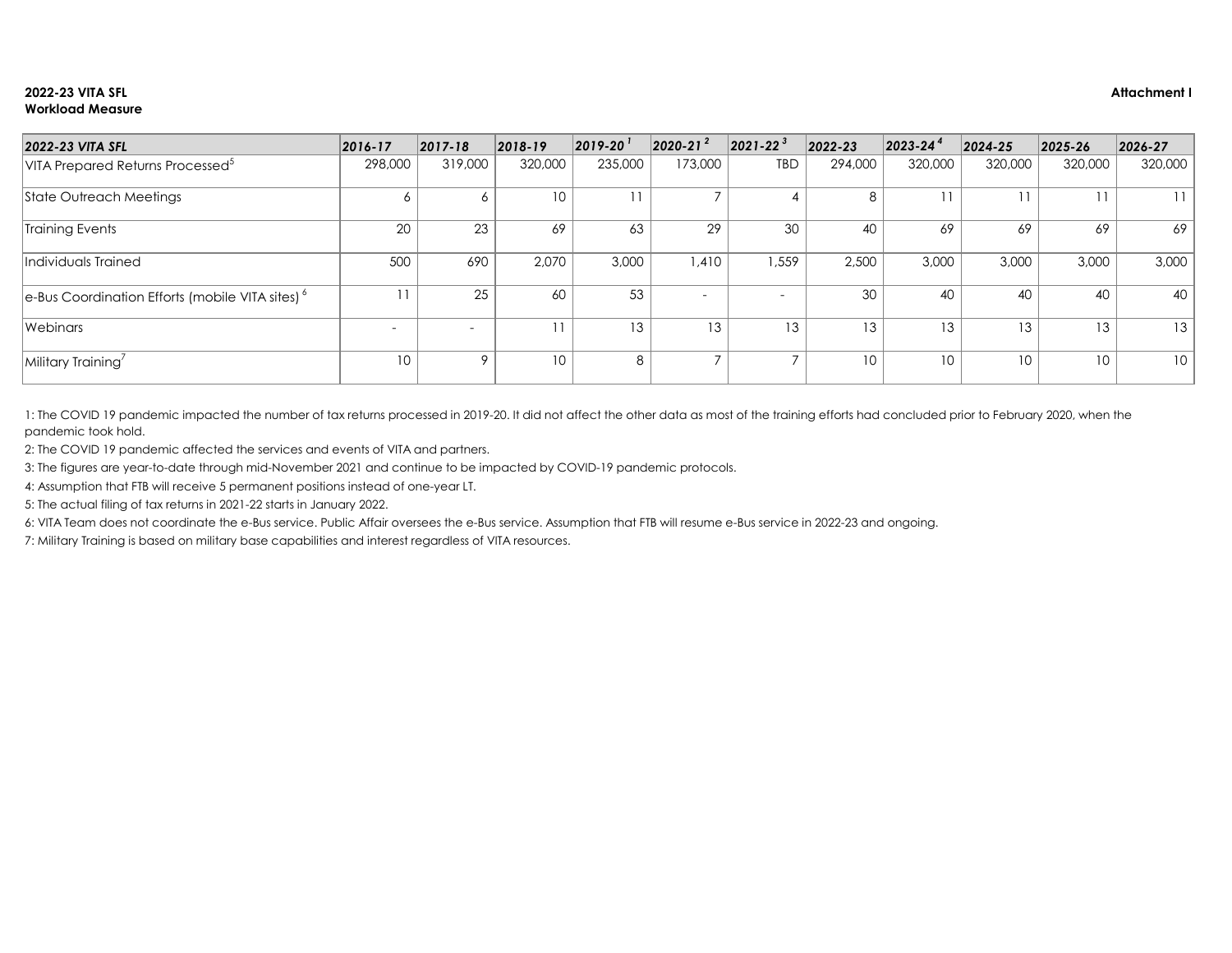**2022-23 VITA SFL**
**Workload Measure**

**Attachment I**

| *2022-23 VITA SFL* | *2016-17* | *2017-18* | *2018-19* | *2019-20* [1] | *2020-21* [2] | *2021-22* [3] | *2022-23* | *2023-24* [4] | *2024-25* | *2025-26* | *2026-27* |
|---|---|---|---|---|---|---|---|---|---|---|---|
| VITA Prepared Returns Processed[5] | 298,000 | 319,000 | 320,000 | 235,000 | 173,000 | TBD | 294,000 | 320,000 | 320,000 | 320,000 | 320,000 |
| State Outreach Meetings | 6 | 6 | 10 | 11 | 7 | 4 | 8 | 11 | 11 | 11 | 11 |
| Training Events | 20 | 23 | 69 | 63 | 29 | 30 | 40 | 69 | 69 | 69 | 69 |
| Individuals Trained | 500 | 690 | 2,070 | 3,000 | 1,410 | 1,559 | 2,500 | 3,000 | 3,000 | 3,000 | 3,000 |
| e-Bus Coordination Efforts (mobile VITA sites) [6] | 11 | 25 | 60 | 53 | - | - | 30 | 40 | 40 | 40 | 40 |
| Webinars | - | - | 11 | 13 | 13 | 13 | 13 | 13 | 13 | 13 | 13 |
| Military Training[7] | 10 | 9 | 10 | 8 | 7 | 7 | 10 | 10 | 10 | 10 | 10 |

1: The COVID 19 pandemic impacted the number of tax returns processed in 2019-20. It did not affect the other data as most of the training efforts had concluded prior to February 2020, when the pandemic took hold.

2: The COVID 19 pandemic affected the services and events of VITA and partners.

3: The figures are year-to-date through mid-November 2021 and continue to be impacted by COVID-19 pandemic protocols.

4: Assumption that FTB will receive 5 permanent positions instead of one-year LT.

5: The actual filing of tax returns in 2021-22 starts in January 2022.

6: VITA Team does not coordinate the e-Bus service. Public Affair oversees the e-Bus service. Assumption that FTB will resume e-Bus service in 2022-23 and ongoing.

7: Military Training is based on military base capabilities and interest regardless of VITA resources.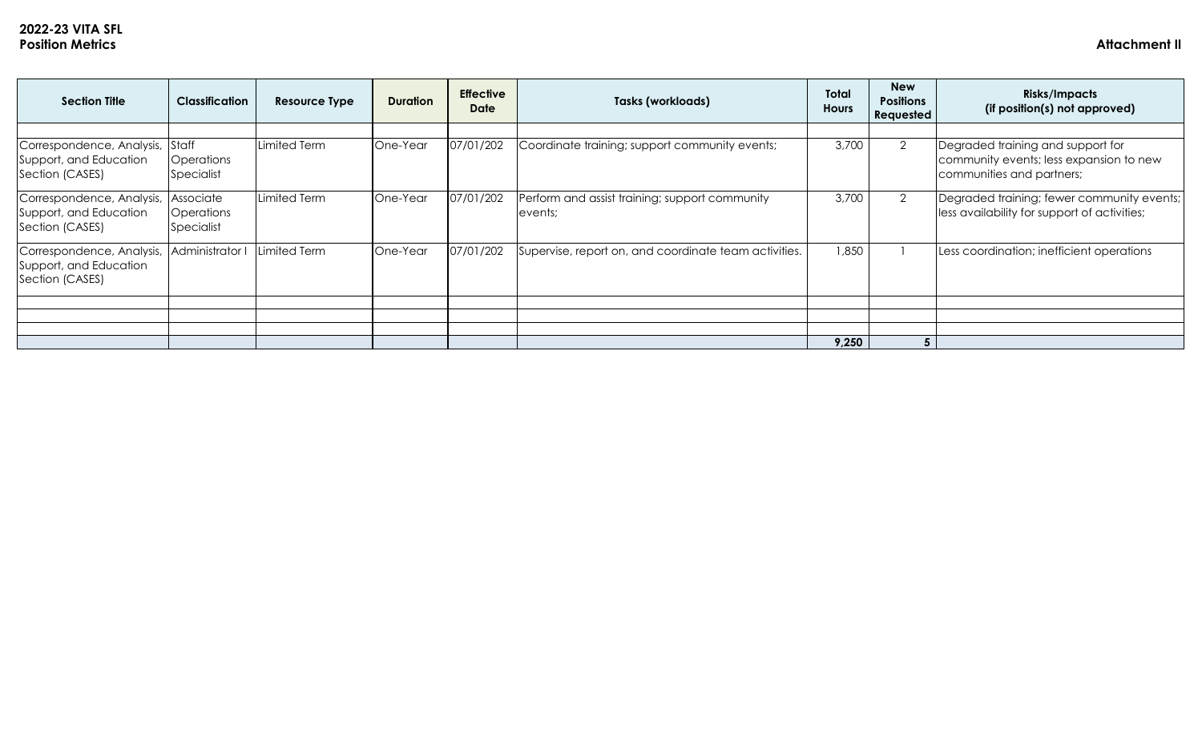**2022-23 VITA SFL**
**Position Metrics**

**Attachment II**

| Section Title | Classification | Resource Type | Duration | Effective Date | Tasks (workloads) | Total Hours | New Positions Requested | Risks/Impacts (if position(s) not approved) |
|---|---|---|---|---|---|---|---|---|
| | | | | | | | | |
| Correspondence, Analysis, Support, and Education Section (CASES) | Staff Operations Specialist | Limited Term | One-Year | 07/01/202 | Coordinate training; support community events; | 3,700 | 2 | Degraded training and support for community events; less expansion to new communities and partners; |
| Correspondence, Analysis, Support, and Education Section (CASES) | Associate Operations Specialist | Limited Term | One-Year | 07/01/202 | Perform and assist training; support community events; | 3,700 | 2 | Degraded training; fewer community events; less availability for support of activities; |
| Correspondence, Analysis, Support, and Education Section (CASES) | Administrator I | Limited Term | One-Year | 07/01/202 | Supervise, report on, and coordinate team activities. | 1,850 | 1 | Less coordination; inefficient operations |
| | | | | | | | | |
| | | | | | | | | |
| | | | | | | | | |
| | | | | | | **9,250** | **5** | |